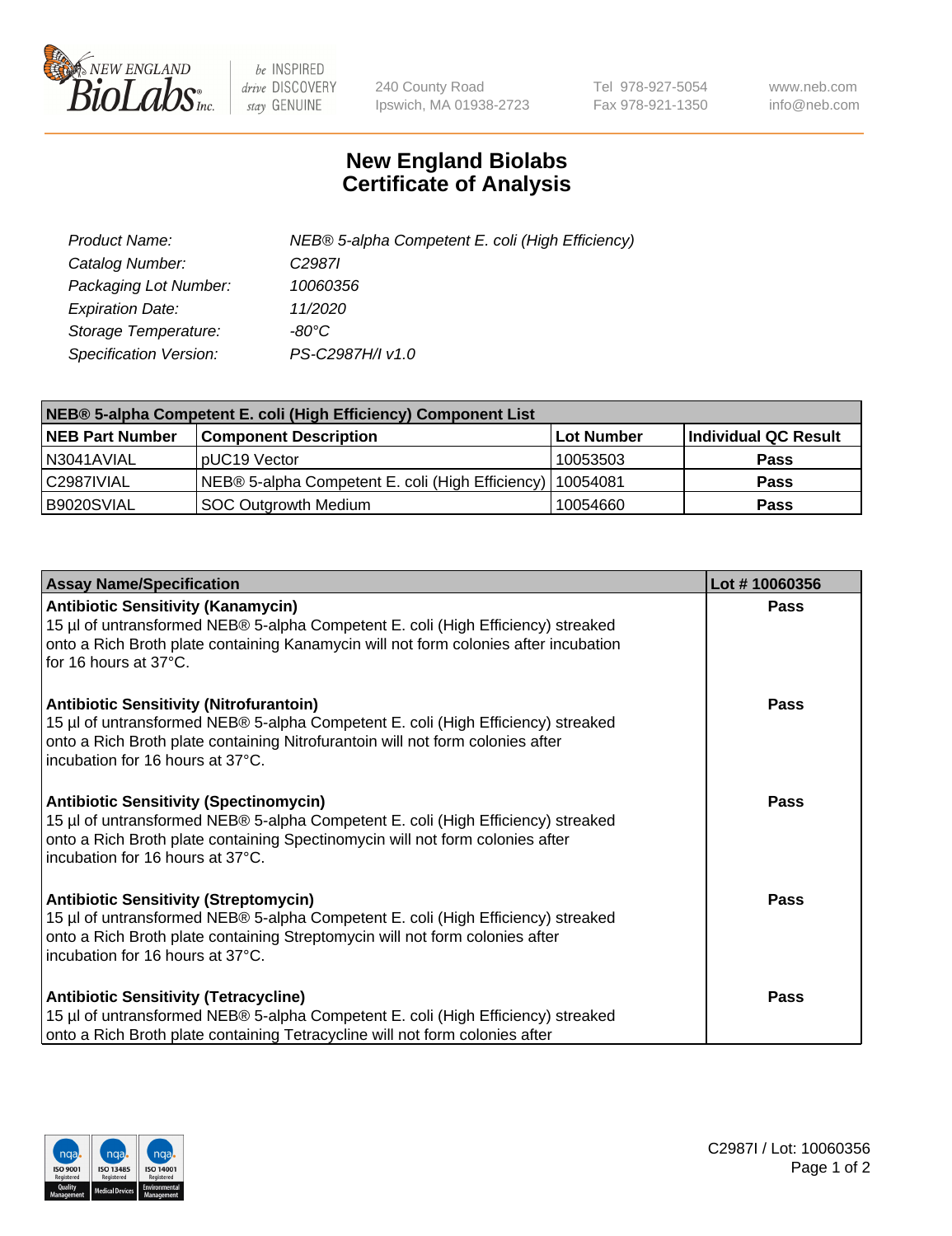# New England Biolabs Certificate of Analysis

| | |
|---|---|
| *Product Name:* | *NEB® 5-alpha Competent E. coli (High Efficiency)* |
| *Catalog Number:* | *C2987I* |
| *Packaging Lot Number:* | *10060356* |
| *Expiration Date:* | *11/2020* |
| *Storage Temperature:* | *-80°C* |
| *Specification Version:* | *PS-C2987H/I v1.0* |

**NEB® 5-alpha Competent E. coli (High Efficiency) Component List**

| NEB Part Number | Component Description | Lot Number | Individual QC Result |
|---|---|---|---|
| N3041AVIAL | pUC19 Vector | 10053503 | **Pass** |
| C2987IVIAL | NEB® 5-alpha Competent E. coli (High Efficiency) | 10054081 | **Pass** |
| B9020SVIAL | SOC Outgrowth Medium | 10054660 | **Pass** |

| Assay Name/Specification | Lot # 10060356 |
|---|---|
| **Antibiotic Sensitivity (Kanamycin)** 15 µl of untransformed NEB® 5-alpha Competent E. coli (High Efficiency) streaked onto a Rich Broth plate containing Kanamycin will not form colonies after incubation for 16 hours at 37°C. | **Pass** |
| **Antibiotic Sensitivity (Nitrofurantoin)** 15 µl of untransformed NEB® 5-alpha Competent E. coli (High Efficiency) streaked onto a Rich Broth plate containing Nitrofurantoin will not form colonies after incubation for 16 hours at 37°C. | **Pass** |
| **Antibiotic Sensitivity (Spectinomycin)** 15 µl of untransformed NEB® 5-alpha Competent E. coli (High Efficiency) streaked onto a Rich Broth plate containing Spectinomycin will not form colonies after incubation for 16 hours at 37°C. | **Pass** |
| **Antibiotic Sensitivity (Streptomycin)** 15 µl of untransformed NEB® 5-alpha Competent E. coli (High Efficiency) streaked onto a Rich Broth plate containing Streptomycin will not form colonies after incubation for 16 hours at 37°C. | **Pass** |
| **Antibiotic Sensitivity (Tetracycline)** 15 µl of untransformed NEB® 5-alpha Competent E. coli (High Efficiency) streaked onto a Rich Broth plate containing Tetracycline will not form colonies after | **Pass** |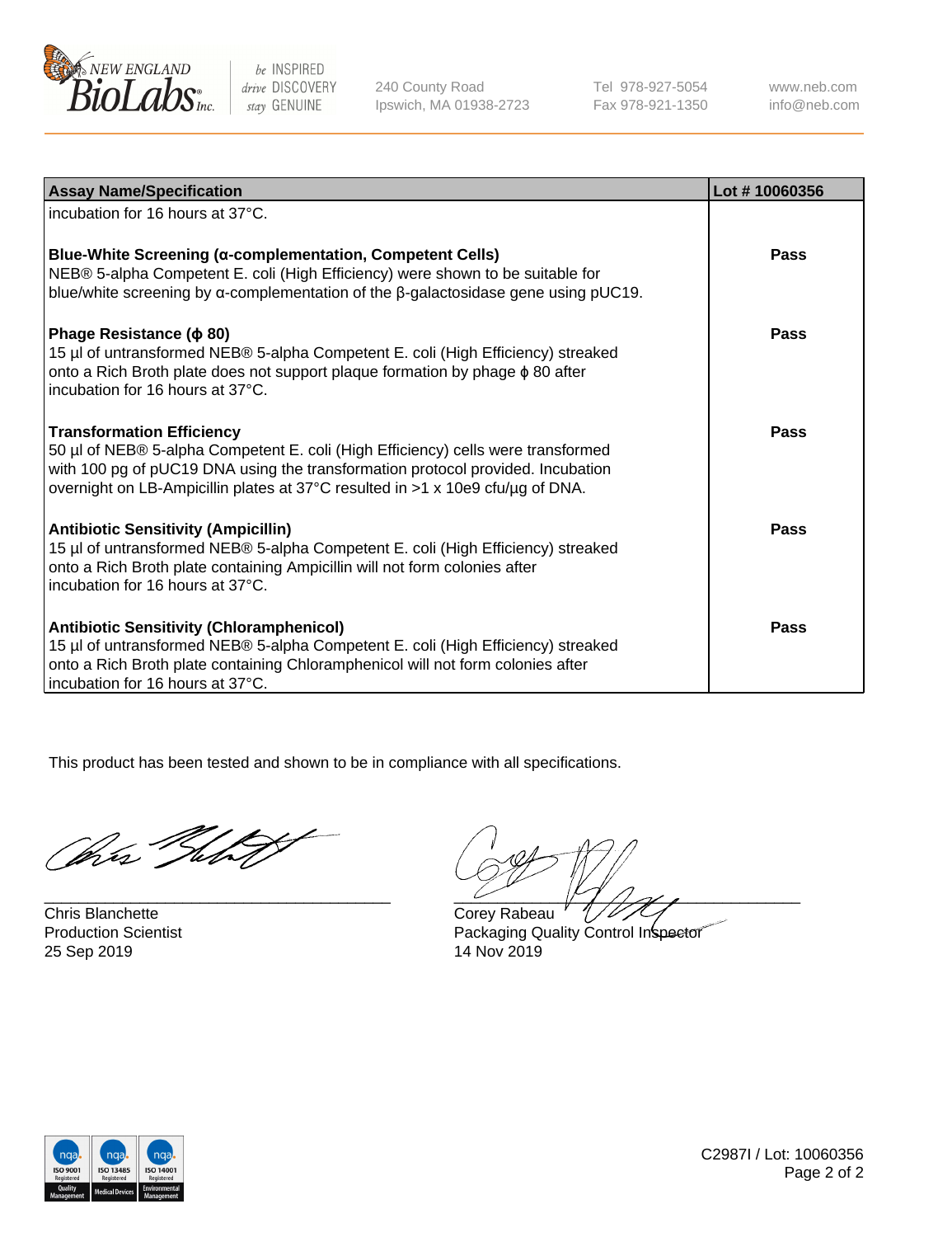| Assay Name/Specification | Lot # 10060356 |
| --- | --- |
| incubation for 16 hours at 37°C. | |
| **Blue-White Screening (α-complementation, Competent Cells)**<br>NEB® 5-alpha Competent E. coli (High Efficiency) were shown to be suitable for blue/white screening by α-complementation of the β-galactosidase gene using pUC19. | **Pass** |
| **Phage Resistance (ϕ 80)**<br>15 µl of untransformed NEB® 5-alpha Competent E. coli (High Efficiency) streaked onto a Rich Broth plate does not support plaque formation by phage ϕ 80 after incubation for 16 hours at 37°C. | **Pass** |
| **Transformation Efficiency**<br>50 µl of NEB® 5-alpha Competent E. coli (High Efficiency) cells were transformed with 100 pg of pUC19 DNA using the transformation protocol provided. Incubation overnight on LB-Ampicillin plates at 37°C resulted in >1 x 10e9 cfu/µg of DNA. | **Pass** |
| **Antibiotic Sensitivity (Ampicillin)**<br>15 µl of untransformed NEB® 5-alpha Competent E. coli (High Efficiency) streaked onto a Rich Broth plate containing Ampicillin will not form colonies after incubation for 16 hours at 37°C. | **Pass** |
| **Antibiotic Sensitivity (Chloramphenicol)**<br>15 µl of untransformed NEB® 5-alpha Competent E. coli (High Efficiency) streaked onto a Rich Broth plate containing Chloramphenicol will not form colonies after incubation for 16 hours at 37°C. | **Pass** |

This product has been tested and shown to be in compliance with all specifications.

Chris Blanchette
Production Scientist
25 Sep 2019

Corey Rabeau
Packaging Quality Control Inspector
14 Nov 2019

C2987I / Lot: 10060356